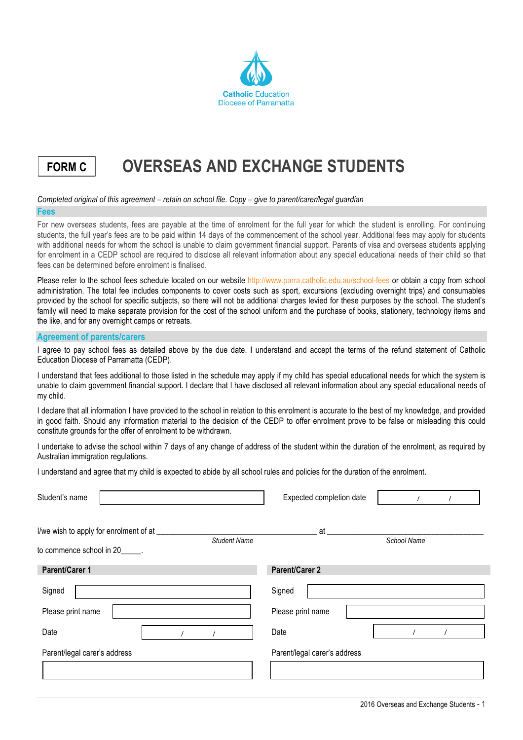Catholic Education
Diocese of Parramatta

# FORM C — OVERSEAS AND EXCHANGE STUDENTS

*Completed original of this agreement – retain on school file. Copy – give to parent/carer/legal guardian*

## Fees

For new overseas students, fees are payable at the time of enrolment for the full year for which the student is enrolling. For continuing students, the full year's fees are to be paid within 14 days of the commencement of the school year. Additional fees may apply for students with additional needs for whom the school is unable to claim government financial support. Parents of visa and overseas students applying for enrolment in a CEDP school are required to disclose all relevant information about any special educational needs of their child so that fees can be determined before enrolment is finalised.

Please refer to the school fees schedule located on our website http://www.parra.catholic.edu.au/school-fees or obtain a copy from school administration. The total fee includes components to cover costs such as sport, excursions (excluding overnight trips) and consumables provided by the school for specific subjects, so there will not be additional charges levied for these purposes by the school. The student's family will need to make separate provision for the cost of the school uniform and the purchase of books, stationery, technology items and the like, and for any overnight camps or retreats.

## Agreement of parents/carers

I agree to pay school fees as detailed above by the due date. I understand and accept the terms of the refund statement of Catholic Education Diocese of Parramatta (CEDP).

I understand that fees additional to those listed in the schedule may apply if my child has special educational needs for which the system is unable to claim government financial support. I declare that I have disclosed all relevant information about any special educational needs of my child.

I declare that all information I have provided to the school in relation to this enrolment is accurate to the best of my knowledge, and provided in good faith. Should any information material to the decision of the CEDP to offer enrolment prove to be false or misleading this could constitute grounds for the offer of enrolment to be withdrawn.

I undertake to advise the school within 7 days of any change of address of the student within the duration of the enrolment, as required by Australian immigration regulations.

I understand and agree that my child is expected to abide by all school rules and policies for the duration of the enrolment.

Student's name ______________________ Expected completion date ____ / ____ / ____

I/we wish to apply for enrolment of at ______________________ (*Student Name*) at ______________________ (*School Name*)

to commence school in 20_____.

| Parent/Carer 1 | | Parent/Carer 2 | |
|---|---|---|---|
| Signed | | Signed | |
| Please print name | | Please print name | |
| Date | / / | Date | / / |
| Parent/legal carer's address | | Parent/legal carer's address | |

2016 Overseas and Exchange Students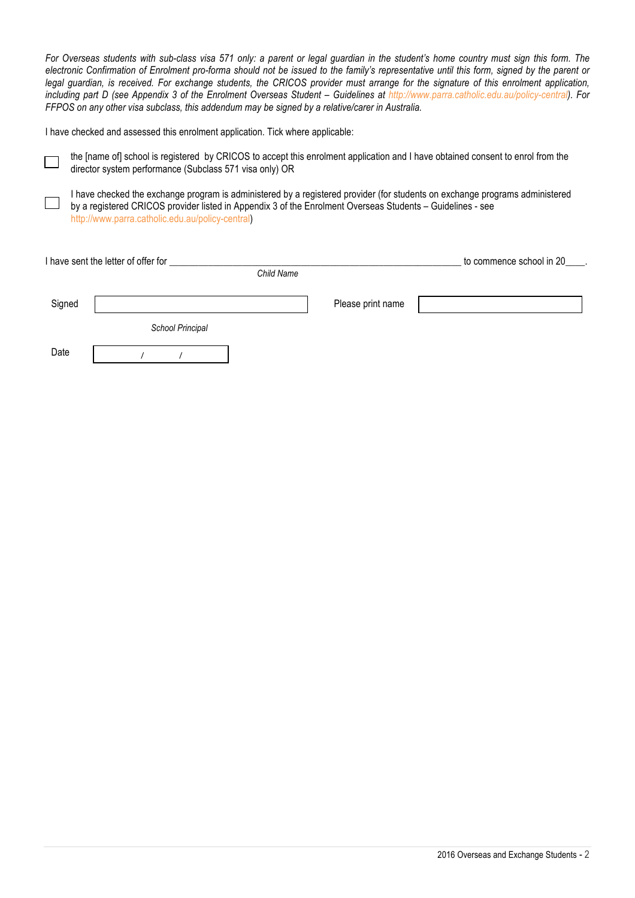*For Overseas students with sub-class visa 571 only: a parent or legal guardian in the student's home country must sign this form. The electronic Confirmation of Enrolment pro-forma should not be issued to the family's representative until this form, signed by the parent or legal guardian, is received. For exchange students, the CRICOS provider must arrange for the signature of this enrolment application, including part D (see Appendix 3 of the Enrolment Overseas Student – Guidelines at http://www.parra.catholic.edu.au/policy-central). For FFPOS on any other visa subclass, this addendum may be signed by a relative/carer in Australia.*

I have checked and assessed this enrolment application. Tick where applicable:

☐ the [name of] school is registered by CRICOS to accept this enrolment application and I have obtained consent to enrol from the director system performance (Subclass 571 visa only) OR

☐ I have checked the exchange program is administered by a registered provider (for students on exchange programs administered by a registered CRICOS provider listed in Appendix 3 of the Enrolment Overseas Students – Guidelines - see http://www.parra.catholic.edu.au/policy-central)

I have sent the letter of offer for ______________________________ to commence school in 20____.

*Child Name*

Signed ____________________ Please print name ____________________

*School Principal*

Date ____ / ____ / ____